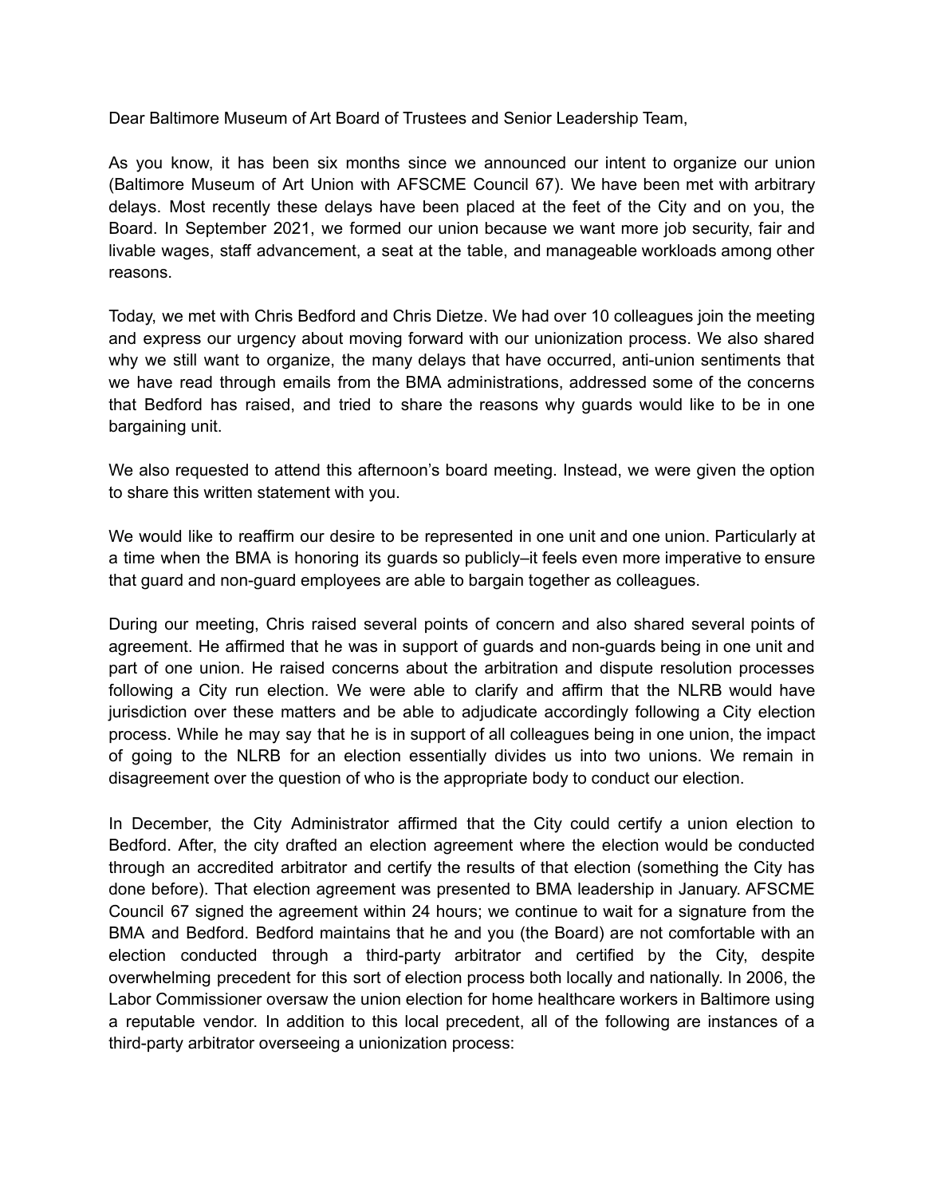Dear Baltimore Museum of Art Board of Trustees and Senior Leadership Team,

As you know, it has been six months since we announced our intent to organize our union (Baltimore Museum of Art Union with AFSCME Council 67). We have been met with arbitrary delays. Most recently these delays have been placed at the feet of the City and on you, the Board. In September 2021, we formed our union because we want more job security, fair and livable wages, staff advancement, a seat at the table, and manageable workloads among other reasons.

Today, we met with Chris Bedford and Chris Dietze. We had over 10 colleagues join the meeting and express our urgency about moving forward with our unionization process. We also shared why we still want to organize, the many delays that have occurred, anti-union sentiments that we have read through emails from the BMA administrations, addressed some of the concerns that Bedford has raised, and tried to share the reasons why guards would like to be in one bargaining unit.

We also requested to attend this afternoon's board meeting. Instead, we were given the option to share this written statement with you.

We would like to reaffirm our desire to be represented in one unit and one union. Particularly at a time when the BMA is honoring its guards so publicly–it feels even more imperative to ensure that guard and non-guard employees are able to bargain together as colleagues.

During our meeting, Chris raised several points of concern and also shared several points of agreement. He affirmed that he was in support of guards and non-guards being in one unit and part of one union. He raised concerns about the arbitration and dispute resolution processes following a City run election. We were able to clarify and affirm that the NLRB would have jurisdiction over these matters and be able to adjudicate accordingly following a City election process. While he may say that he is in support of all colleagues being in one union, the impact of going to the NLRB for an election essentially divides us into two unions. We remain in disagreement over the question of who is the appropriate body to conduct our election.

In December, the City Administrator affirmed that the City could certify a union election to Bedford. After, the city drafted an election agreement where the election would be conducted through an accredited arbitrator and certify the results of that election (something the City has done before). That election agreement was presented to BMA leadership in January. AFSCME Council 67 signed the agreement within 24 hours; we continue to wait for a signature from the BMA and Bedford. Bedford maintains that he and you (the Board) are not comfortable with an election conducted through a third-party arbitrator and certified by the City, despite overwhelming precedent for this sort of election process both locally and nationally. In 2006, the Labor Commissioner oversaw the union election for home healthcare workers in Baltimore using a reputable vendor. In addition to this local precedent, all of the following are instances of a third-party arbitrator overseeing a unionization process: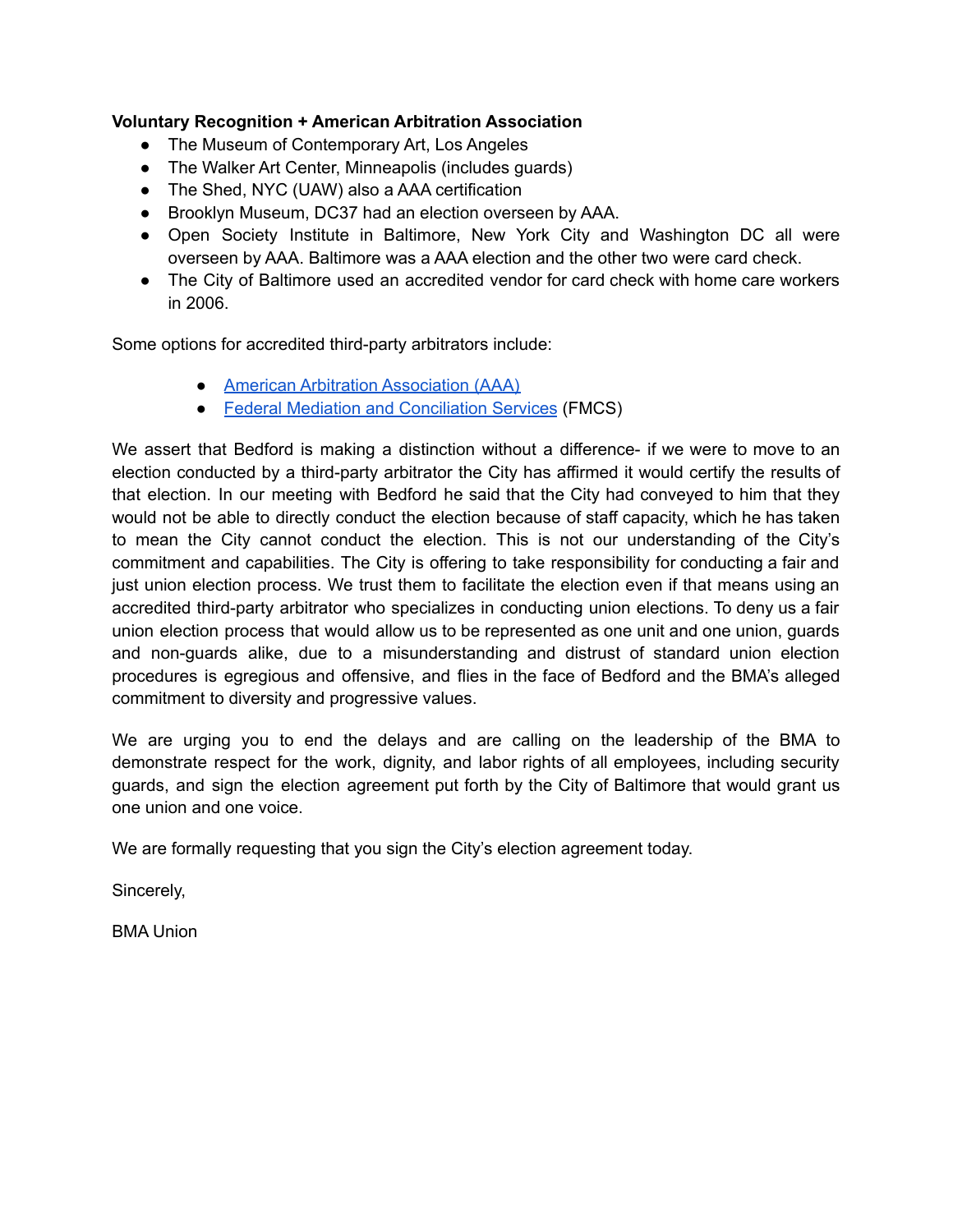**Voluntary Recognition + American Arbitration Association**

- The Museum of Contemporary Art, Los Angeles
- The Walker Art Center, Minneapolis (includes guards)
- The Shed, NYC (UAW) also a AAA certification
- Brooklyn Museum, DC37 had an election overseen by AAA.
- Open Society Institute in Baltimore, New York City and Washington DC all were overseen by AAA. Baltimore was a AAA election and the other two were card check.
- The City of Baltimore used an accredited vendor for card check with home care workers in 2006.

Some options for accredited third-party arbitrators include:

- [American Arbitration Association (AAA)]()
- [Federal Mediation and Conciliation Services]() (FMCS)

We assert that Bedford is making a distinction without a difference- if we were to move to an election conducted by a third-party arbitrator the City has affirmed it would certify the results of that election. In our meeting with Bedford he said that the City had conveyed to him that they would not be able to directly conduct the election because of staff capacity, which he has taken to mean the City cannot conduct the election. This is not our understanding of the City's commitment and capabilities. The City is offering to take responsibility for conducting a fair and just union election process. We trust them to facilitate the election even if that means using an accredited third-party arbitrator who specializes in conducting union elections. To deny us a fair union election process that would allow us to be represented as one unit and one union, guards and non-guards alike, due to a misunderstanding and distrust of standard union election procedures is egregious and offensive, and flies in the face of Bedford and the BMA's alleged commitment to diversity and progressive values.

We are urging you to end the delays and are calling on the leadership of the BMA to demonstrate respect for the work, dignity, and labor rights of all employees, including security guards, and sign the election agreement put forth by the City of Baltimore that would grant us one union and one voice.

We are formally requesting that you sign the City's election agreement today.

Sincerely,

BMA Union